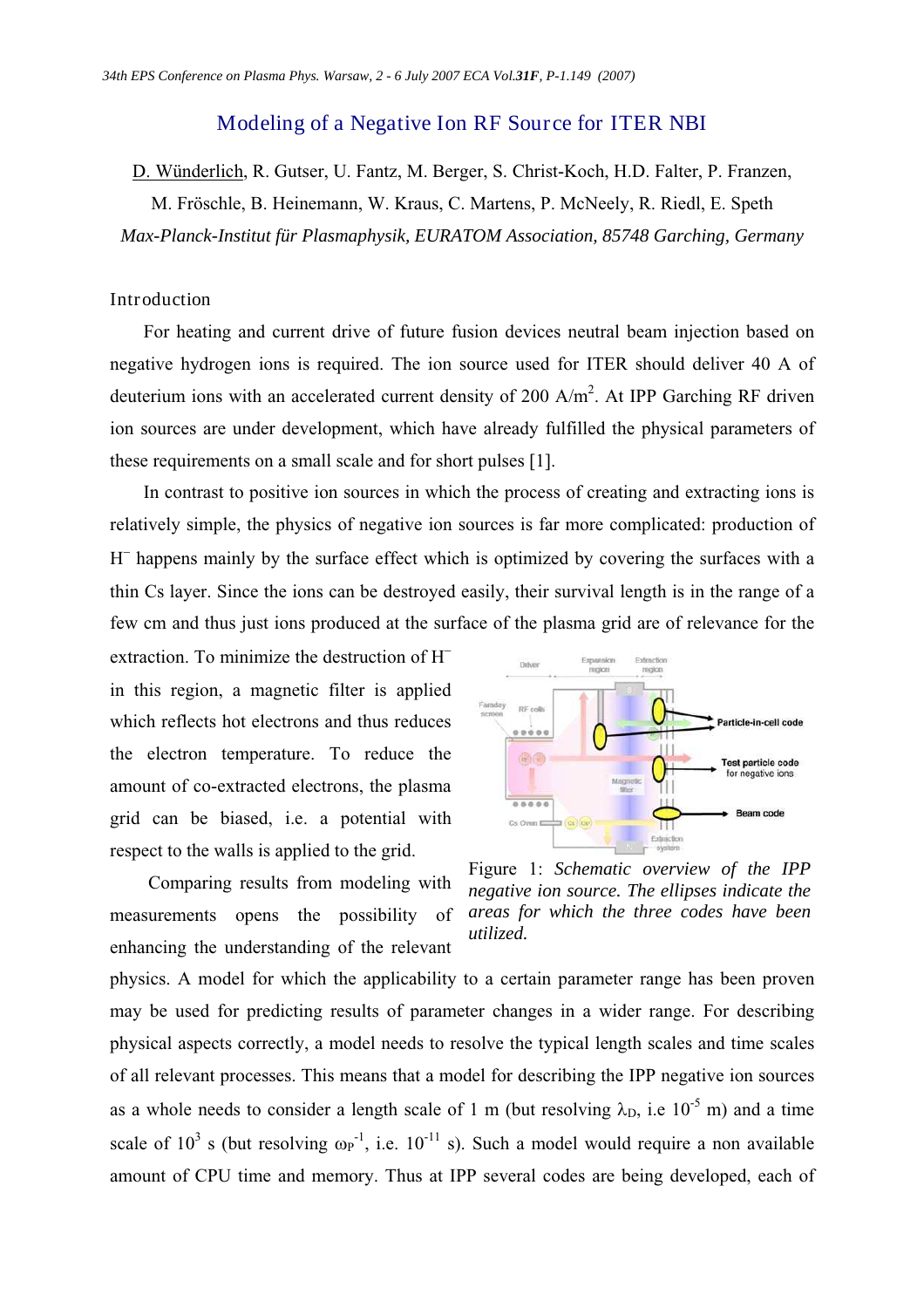# Modeling of a Negative Ion RF Source for ITER NBI

D. Wünderlich, R. Gutser, U. Fantz, M. Berger, S. Christ-Koch, H.D. Falter, P. Franzen, M. Fröschle, B. Heinemann, W. Kraus, C. Martens, P. McNeely, R. Riedl, E. Speth

*Max-Planck-Institut für Plasmaphysik, EURATOM Association, 85748 Garching, Germany*

## Introduction

For heating and current drive of future fusion devices neutral beam injection based on negative hydrogen ions is required. The ion source used for ITER should deliver 40 A of deuterium ions with an accelerated current density of 200 A/m$^2$. At IPP Garching RF driven ion sources are under development, which have already fulfilled the physical parameters of these requirements on a small scale and for short pulses [1].

In contrast to positive ion sources in which the process of creating and extracting ions is relatively simple, the physics of negative ion sources is far more complicated: production of $H^-$ happens mainly by the surface effect which is optimized by covering the surfaces with a thin Cs layer. Since the ions can be destroyed easily, their survival length is in the range of a few cm and thus just ions produced at the surface of the plasma grid are of relevance for the extraction. To minimize the destruction of $H^-$ in this region, a magnetic filter is applied which reflects hot electrons and thus reduces the electron temperature. To reduce the amount of co-extracted electrons, the plasma grid can be biased, i.e. a potential with respect to the walls is applied to the grid.

Figure 1: *Schematic overview of the IPP negative ion source. The ellipses indicate the areas for which the three codes have been utilized.*

Comparing results from modeling with measurements opens the possibility of enhancing the understanding of the relevant physics. A model for which the applicability to a certain parameter range has been proven may be used for predicting results of parameter changes in a wider range. For describing physical aspects correctly, a model needs to resolve the typical length scales and time scales of all relevant processes. This means that a model for describing the IPP negative ion sources as a whole needs to consider a length scale of 1 m (but resolving $\lambda_D$, i.e $10^{-5}$ m) and a time scale of $10^3$ s (but resolving $\omega_P^{-1}$, i.e. $10^{-11}$ s). Such a model would require a non available amount of CPU time and memory. Thus at IPP several codes are being developed, each of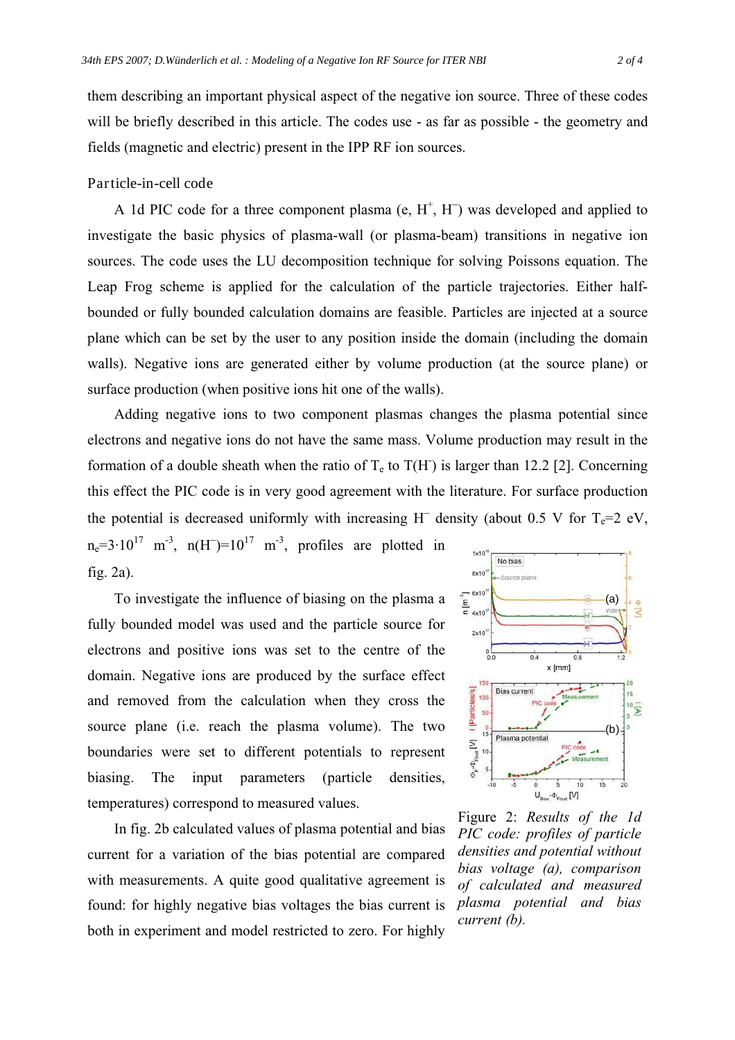them describing an important physical aspect of the negative ion source. Three of these codes will be briefly described in this article. The codes use - as far as possible - the geometry and fields (magnetic and electric) present in the IPP RF ion sources.

### Particle-in-cell code

A 1d PIC code for a three component plasma (e, $H^+$, $H^-$) was developed and applied to investigate the basic physics of plasma-wall (or plasma-beam) transitions in negative ion sources. The code uses the LU decomposition technique for solving Poissons equation. The Leap Frog scheme is applied for the calculation of the particle trajectories. Either half-bounded or fully bounded calculation domains are feasible. Particles are injected at a source plane which can be set by the user to any position inside the domain (including the domain walls). Negative ions are generated either by volume production (at the source plane) or surface production (when positive ions hit one of the walls).

Adding negative ions to two component plasmas changes the plasma potential since electrons and negative ions do not have the same mass. Volume production may result in the formation of a double sheath when the ratio of $T_e$ to $T(H^-)$ is larger than 12.2 [2]. Concerning this effect the PIC code is in very good agreement with the literature. For surface production the potential is decreased uniformly with increasing $H^-$ density (about 0.5 V for $T_e$=2 eV, $n_e=3\cdot10^{17}$ $m^{-3}$, $n(H^-)=10^{17}$ $m^{-3}$, profiles are plotted in fig. 2a).

To investigate the influence of biasing on the plasma a fully bounded model was used and the particle source for electrons and positive ions was set to the centre of the domain. Negative ions are produced by the surface effect and removed from the calculation when they cross the source plane (i.e. reach the plasma volume). The two boundaries were set to different potentials to represent biasing. The input parameters (particle densities, temperatures) correspond to measured values.

Figure 2: *Results of the 1d PIC code: profiles of particle densities and potential without bias voltage (a), comparison of calculated and measured plasma potential and bias current (b).*

In fig. 2b calculated values of plasma potential and bias current for a variation of the bias potential are compared with measurements. A quite good qualitative agreement is found: for highly negative bias voltages the bias current is both in experiment and model restricted to zero. For highly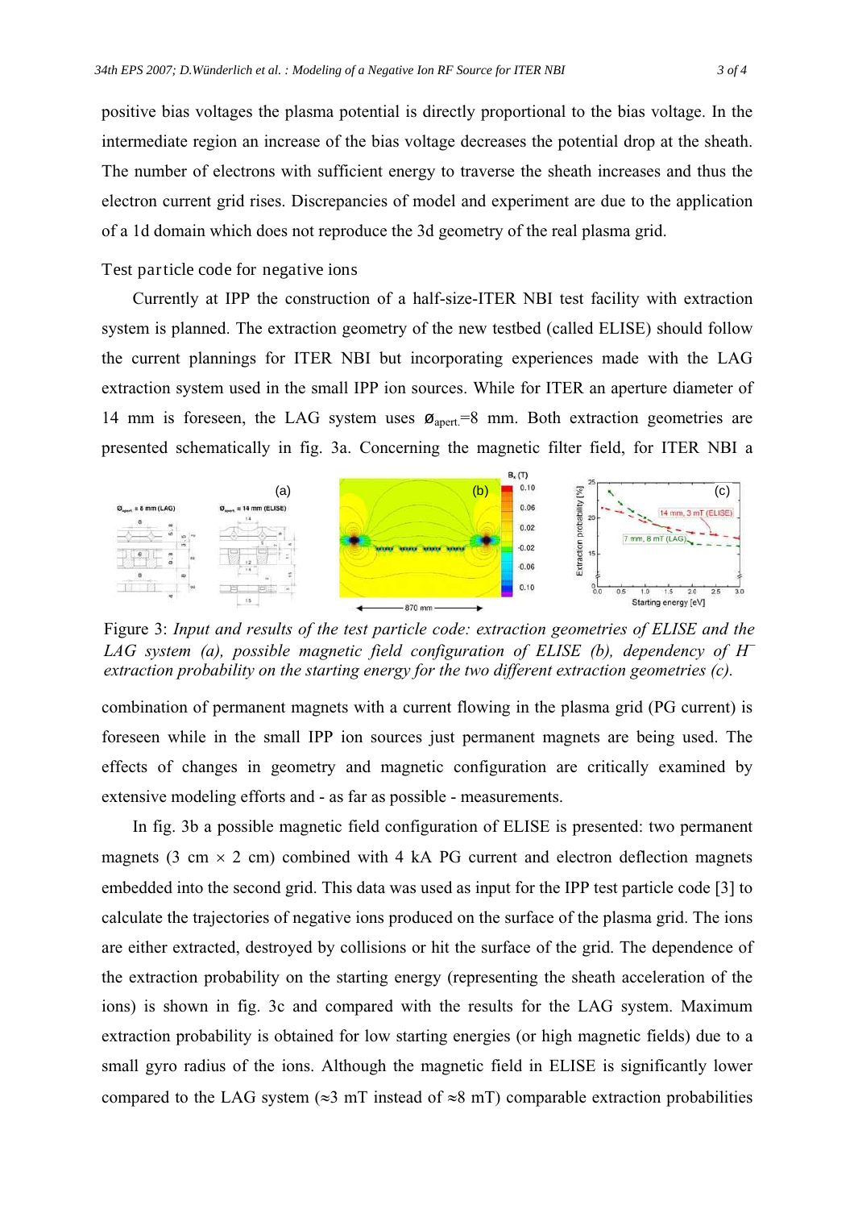positive bias voltages the plasma potential is directly proportional to the bias voltage. In the intermediate region an increase of the bias voltage decreases the potential drop at the sheath. The number of electrons with sufficient energy to traverse the sheath increases and thus the electron current grid rises. Discrepancies of model and experiment are due to the application of a 1d domain which does not reproduce the 3d geometry of the real plasma grid.

## Test particle code for negative ions

Currently at IPP the construction of a half-size-ITER NBI test facility with extraction system is planned. The extraction geometry of the new testbed (called ELISE) should follow the current plannings for ITER NBI but incorporating experiences made with the LAG extraction system used in the small IPP ion sources. While for ITER an aperture diameter of 14 mm is foreseen, the LAG system uses $ø_{apert.}$=8 mm. Both extraction geometries are presented schematically in fig. 3a. Concerning the magnetic filter field, for ITER NBI a combination of permanent magnets with a current flowing in the plasma grid (PG current) is foreseen while in the small IPP ion sources just permanent magnets are being used. The effects of changes in geometry and magnetic configuration are critically examined by extensive modeling efforts and - as far as possible - measurements.

Figure 3: *Input and results of the test particle code: extraction geometries of ELISE and the LAG system (a), possible magnetic field configuration of ELISE (b), dependency of $H^-$ extraction probability on the starting energy for the two different extraction geometries (c).*

In fig. 3b a possible magnetic field configuration of ELISE is presented: two permanent magnets (3 cm × 2 cm) combined with 4 kA PG current and electron deflection magnets embedded into the second grid. This data was used as input for the IPP test particle code [3] to calculate the trajectories of negative ions produced on the surface of the plasma grid. The ions are either extracted, destroyed by collisions or hit the surface of the grid. The dependence of the extraction probability on the starting energy (representing the sheath acceleration of the ions) is shown in fig. 3c and compared with the results for the LAG system. Maximum extraction probability is obtained for low starting energies (or high magnetic fields) due to a small gyro radius of the ions. Although the magnetic field in ELISE is significantly lower compared to the LAG system (≈3 mT instead of ≈8 mT) comparable extraction probabilities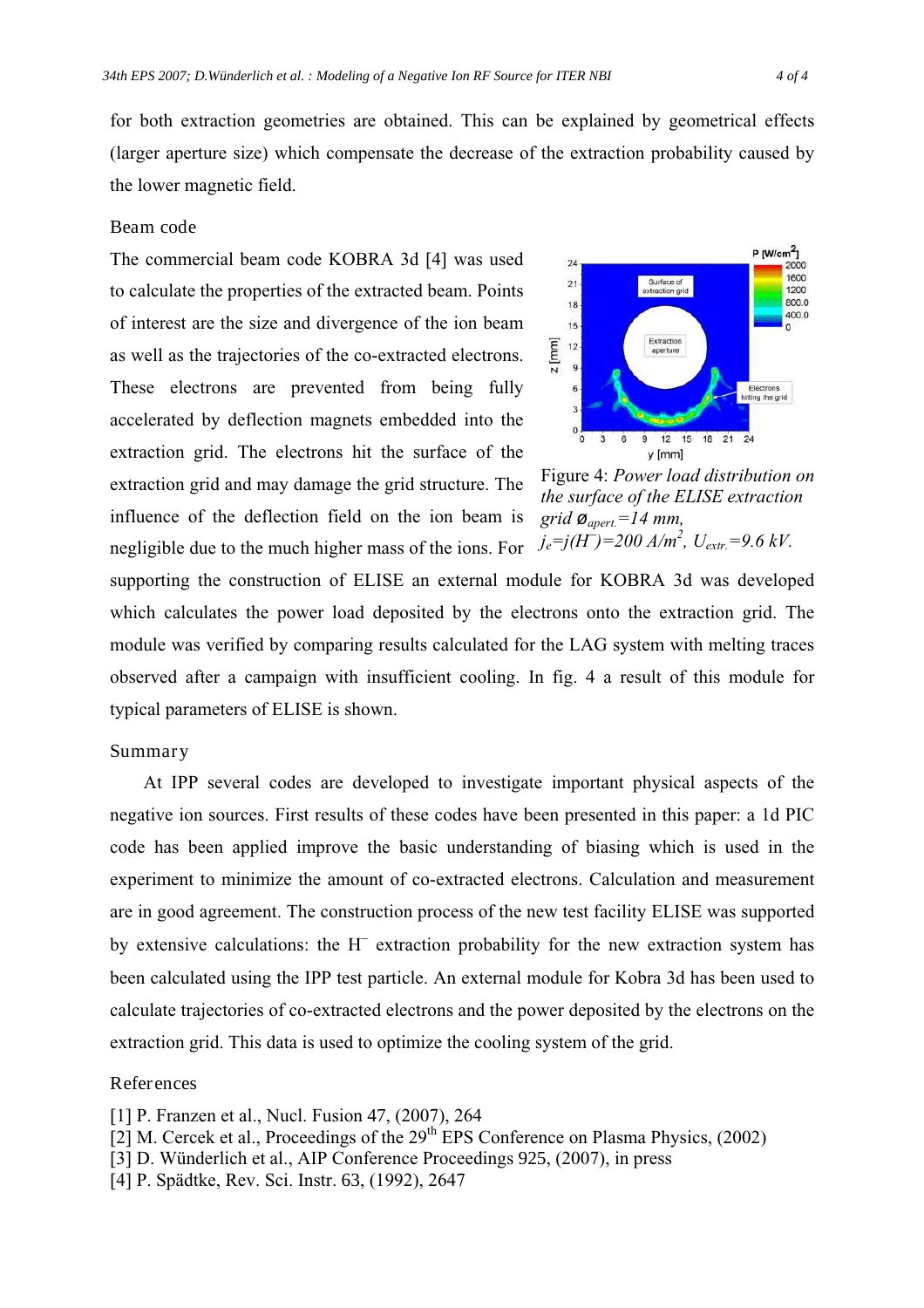for both extraction geometries are obtained. This can be explained by geometrical effects (larger aperture size) which compensate the decrease of the extraction probability caused by the lower magnetic field.

## Beam code

The commercial beam code KOBRA 3d [4] was used to calculate the properties of the extracted beam. Points of interest are the size and divergence of the ion beam as well as the trajectories of the co-extracted electrons. These electrons are prevented from being fully accelerated by deflection magnets embedded into the extraction grid. The electrons hit the surface of the extraction grid and may damage the grid structure. The influence of the deflection field on the ion beam is negligible due to the much higher mass of the ions. For supporting the construction of ELISE an external module for KOBRA 3d was developed which calculates the power load deposited by the electrons onto the extraction grid. The module was verified by comparing results calculated for the LAG system with melting traces observed after a campaign with insufficient cooling. In fig. 4 a result of this module for typical parameters of ELISE is shown.

P [W/cm²]
2000
1600
1200
800.0
400.0
0

Surface of extraction grid
Extraction aperture
Electrons hitting the grid

z [mm]
24
21
18
15
12
9
6
3
0

y [mm]
0 3 6 9 12 15 18 21 24

Figure 4: *Power load distribution on the surface of the ELISE extraction grid* $\varnothing_{apert.}=14$ *mm,* $j_e=j(H^-)=200\ A/m^2$*,* $U_{extr.}=9.6\ kV$*.*

## Summary

At IPP several codes are developed to investigate important physical aspects of the negative ion sources. First results of these codes have been presented in this paper: a 1d PIC code has been applied improve the basic understanding of biasing which is used in the experiment to minimize the amount of co-extracted electrons. Calculation and measurement are in good agreement. The construction process of the new test facility ELISE was supported by extensive calculations: the $H^-$ extraction probability for the new extraction system has been calculated using the IPP test particle. An external module for Kobra 3d has been used to calculate trajectories of co-extracted electrons and the power deposited by the electrons on the extraction grid. This data is used to optimize the cooling system of the grid.

## References

[1] P. Franzen et al., Nucl. Fusion 47, (2007), 264
[2] M. Cercek et al., Proceedings of the 29th EPS Conference on Plasma Physics, (2002)
[3] D. Wünderlich et al., AIP Conference Proceedings 925, (2007), in press
[4] P. Spädtke, Rev. Sci. Instr. 63, (1992), 2647